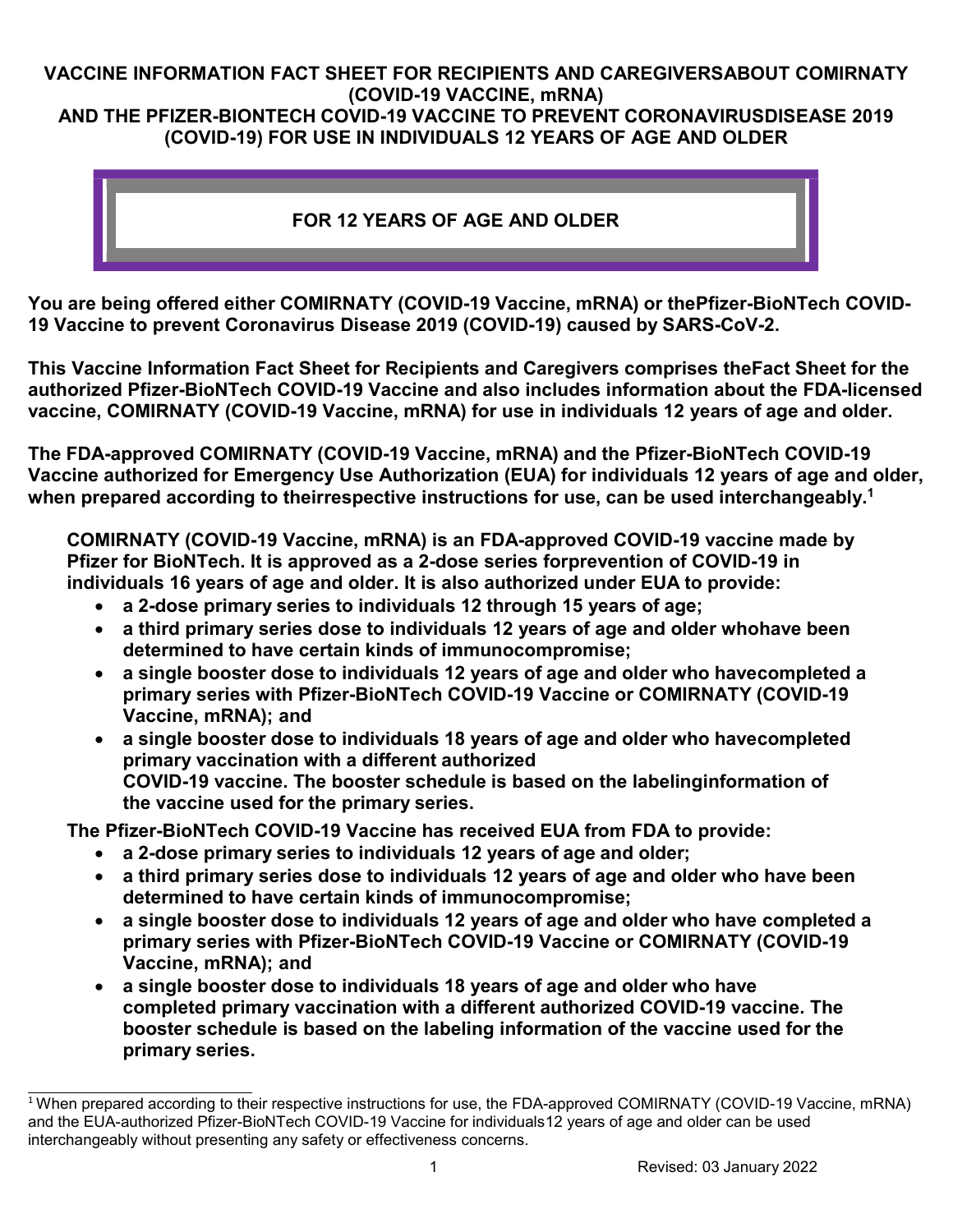# VACCINE INFORMATION FACT SHEET FOR RECIPIENTS AND CAREGIVERSABOUT COMIRNATY (COVID-19 VACCINE, mRNA) AND THE PFIZER-BIONTECH COVID-19 VACCINE TO PREVENT CORONAVIRUSDISEASE 2019 (COVID-19) FOR USE IN INDIVIDUALS 12 YEARS OF AGE AND OLDER

## FOR 12 YEARS OF AGE AND OLDER

**You are being offered either COMIRNATY (COVID-19 Vaccine, mRNA) or thePfizer-BioNTech COVID-19 Vaccine to prevent Coronavirus Disease 2019 (COVID-19) caused by SARS-CoV-2.**

**This Vaccine Information Fact Sheet for Recipients and Caregivers comprises theFact Sheet for the authorized Pfizer-BioNTech COVID-19 Vaccine and also includes information about the FDA-licensed vaccine, COMIRNATY (COVID-19 Vaccine, mRNA) for use in individuals 12 years of age and older.**

**The FDA-approved COMIRNATY (COVID-19 Vaccine, mRNA) and the Pfizer-BioNTech COVID-19 Vaccine authorized for Emergency Use Authorization (EUA) for individuals 12 years of age and older, when prepared according to theirrespective instructions for use, can be used interchangeably.[1]**

**COMIRNATY (COVID-19 Vaccine, mRNA) is an FDA-approved COVID-19 vaccine made by Pfizer for BioNTech. It is approved as a 2-dose series forprevention of COVID-19 in individuals 16 years of age and older. It is also authorized under EUA to provide:**

- **a 2-dose primary series to individuals 12 through 15 years of age;**
- **a third primary series dose to individuals 12 years of age and older whohave been determined to have certain kinds of immunocompromise;**
- **a single booster dose to individuals 12 years of age and older who havecompleted a primary series with Pfizer-BioNTech COVID-19 Vaccine or COMIRNATY (COVID-19 Vaccine, mRNA); and**
- **a single booster dose to individuals 18 years of age and older who havecompleted primary vaccination with a different authorized COVID-19 vaccine. The booster schedule is based on the labelinginformation of the vaccine used for the primary series.**

**The Pfizer-BioNTech COVID-19 Vaccine has received EUA from FDA to provide:**

- **a 2-dose primary series to individuals 12 years of age and older;**
- **a third primary series dose to individuals 12 years of age and older who have been determined to have certain kinds of immunocompromise;**
- **a single booster dose to individuals 12 years of age and older who have completed a primary series with Pfizer-BioNTech COVID-19 Vaccine or COMIRNATY (COVID-19 Vaccine, mRNA); and**
- **a single booster dose to individuals 18 years of age and older who have completed primary vaccination with a different authorized COVID-19 vaccine. The booster schedule is based on the labeling information of the vaccine used for the primary series.**

---

[1] When prepared according to their respective instructions for use, the FDA-approved COMIRNATY (COVID-19 Vaccine, mRNA) and the EUA-authorized Pfizer-BioNTech COVID-19 Vaccine for individuals12 years of age and older can be used interchangeably without presenting any safety or effectiveness concerns.

Revised: 03 January 2022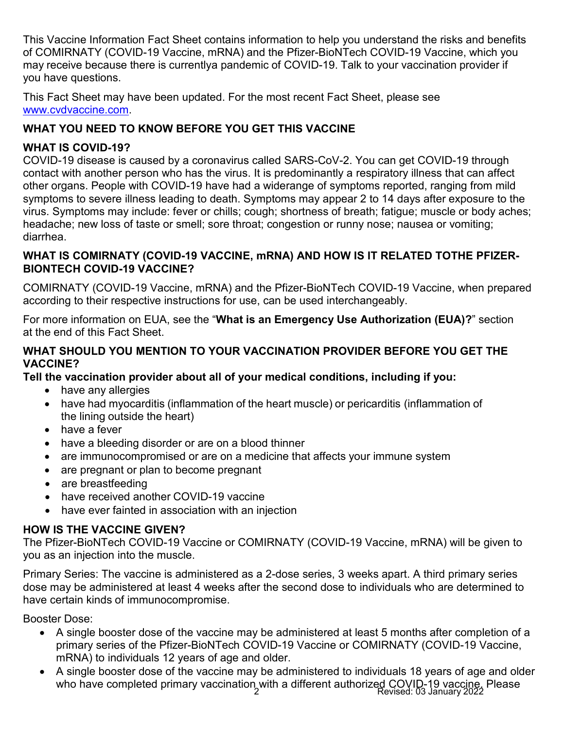This Vaccine Information Fact Sheet contains information to help you understand the risks and benefits of COMIRNATY (COVID-19 Vaccine, mRNA) and the Pfizer-BioNTech COVID-19 Vaccine, which you may receive because there is currentlya pandemic of COVID-19. Talk to your vaccination provider if you have questions.

This Fact Sheet may have been updated. For the most recent Fact Sheet, please see www.cvdvaccine.com.

## WHAT YOU NEED TO KNOW BEFORE YOU GET THIS VACCINE

### WHAT IS COVID-19?

COVID-19 disease is caused by a coronavirus called SARS-CoV-2. You can get COVID-19 through contact with another person who has the virus. It is predominantly a respiratory illness that can affect other organs. People with COVID-19 have had a widerange of symptoms reported, ranging from mild symptoms to severe illness leading to death. Symptoms may appear 2 to 14 days after exposure to the virus. Symptoms may include: fever or chills; cough; shortness of breath; fatigue; muscle or body aches; headache; new loss of taste or smell; sore throat; congestion or runny nose; nausea or vomiting; diarrhea.

### WHAT IS COMIRNATY (COVID-19 VACCINE, mRNA) AND HOW IS IT RELATED TOTHE PFIZER-BIONTECH COVID-19 VACCINE?

COMIRNATY (COVID-19 Vaccine, mRNA) and the Pfizer-BioNTech COVID-19 Vaccine, when prepared according to their respective instructions for use, can be used interchangeably.

For more information on EUA, see the "**What is an Emergency Use Authorization (EUA)?**" section at the end of this Fact Sheet.

### WHAT SHOULD YOU MENTION TO YOUR VACCINATION PROVIDER BEFORE YOU GET THE VACCINE?

**Tell the vaccination provider about all of your medical conditions, including if you:**

- have any allergies
- have had myocarditis (inflammation of the heart muscle) or pericarditis (inflammation of the lining outside the heart)
- have a fever
- have a bleeding disorder or are on a blood thinner
- are immunocompromised or are on a medicine that affects your immune system
- are pregnant or plan to become pregnant
- are breastfeeding
- have received another COVID-19 vaccine
- have ever fainted in association with an injection

### HOW IS THE VACCINE GIVEN?

The Pfizer-BioNTech COVID-19 Vaccine or COMIRNATY (COVID-19 Vaccine, mRNA) will be given to you as an injection into the muscle.

Primary Series: The vaccine is administered as a 2-dose series, 3 weeks apart. A third primary series dose may be administered at least 4 weeks after the second dose to individuals who are determined to have certain kinds of immunocompromise.

Booster Dose:

- A single booster dose of the vaccine may be administered at least 5 months after completion of a primary series of the Pfizer-BioNTech COVID-19 Vaccine or COMIRNATY (COVID-19 Vaccine, mRNA) to individuals 12 years of age and older.
- A single booster dose of the vaccine may be administered to individuals 18 years of age and older who have completed primary vaccination with a different authorized COVID-19 vaccine. Please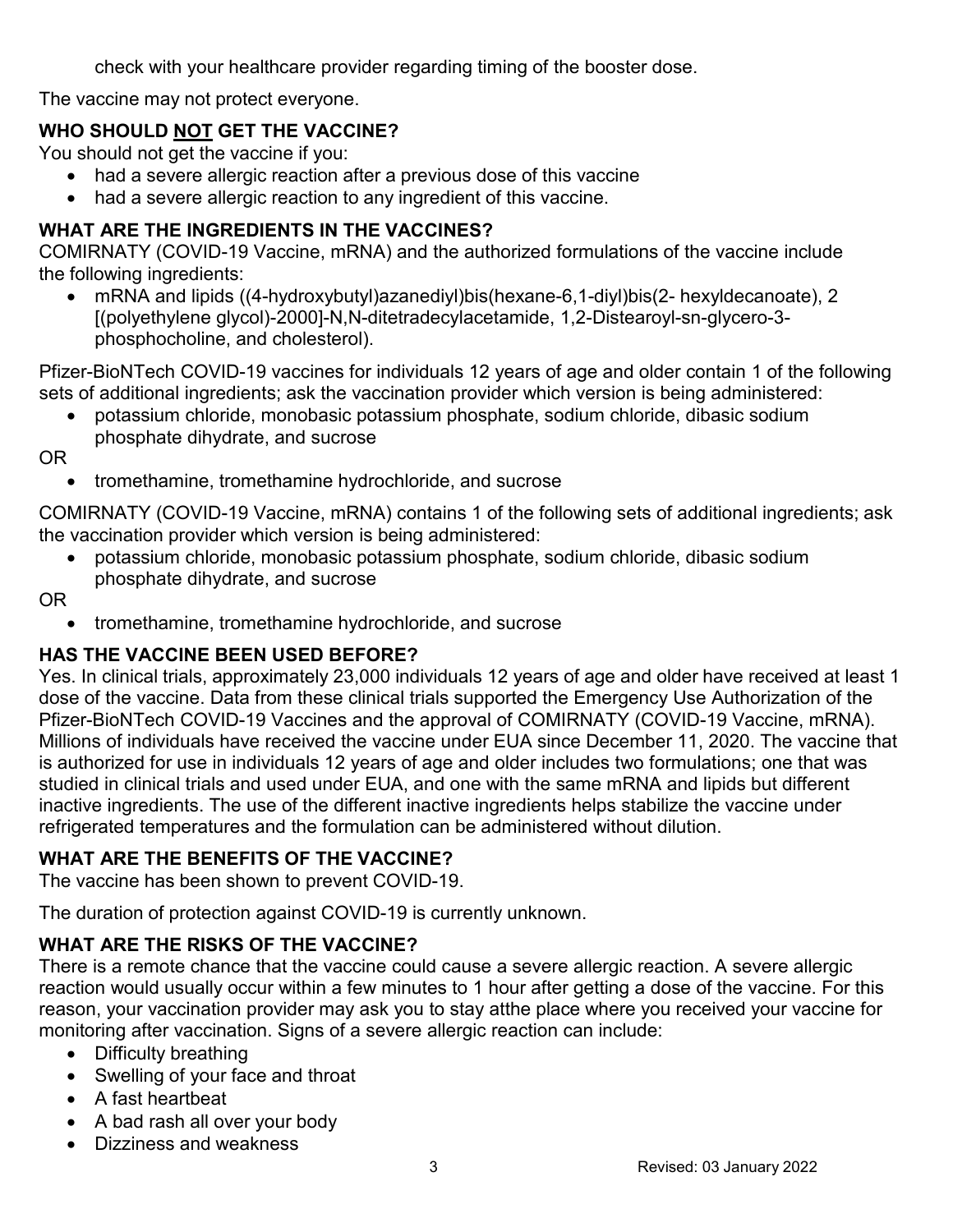check with your healthcare provider regarding timing of the booster dose.

The vaccine may not protect everyone.

## WHO SHOULD NOT GET THE VACCINE?

You should not get the vaccine if you:

- had a severe allergic reaction after a previous dose of this vaccine
- had a severe allergic reaction to any ingredient of this vaccine.

## WHAT ARE THE INGREDIENTS IN THE VACCINES?

COMIRNATY (COVID-19 Vaccine, mRNA) and the authorized formulations of the vaccine include the following ingredients:

- mRNA and lipids ((4-hydroxybutyl)azanediyl)bis(hexane-6,1-diyl)bis(2- hexyldecanoate), 2 [(polyethylene glycol)-2000]-N,N-ditetradecylacetamide, 1,2-Distearoyl-sn-glycero-3-phosphocholine, and cholesterol).

Pfizer-BioNTech COVID-19 vaccines for individuals 12 years of age and older contain 1 of the following sets of additional ingredients; ask the vaccination provider which version is being administered:

- potassium chloride, monobasic potassium phosphate, sodium chloride, dibasic sodium phosphate dihydrate, and sucrose

OR

- tromethamine, tromethamine hydrochloride, and sucrose

COMIRNATY (COVID-19 Vaccine, mRNA) contains 1 of the following sets of additional ingredients; ask the vaccination provider which version is being administered:

- potassium chloride, monobasic potassium phosphate, sodium chloride, dibasic sodium phosphate dihydrate, and sucrose

OR

- tromethamine, tromethamine hydrochloride, and sucrose

## HAS THE VACCINE BEEN USED BEFORE?

Yes. In clinical trials, approximately 23,000 individuals 12 years of age and older have received at least 1 dose of the vaccine. Data from these clinical trials supported the Emergency Use Authorization of the Pfizer-BioNTech COVID-19 Vaccines and the approval of COMIRNATY (COVID-19 Vaccine, mRNA). Millions of individuals have received the vaccine under EUA since December 11, 2020. The vaccine that is authorized for use in individuals 12 years of age and older includes two formulations; one that was studied in clinical trials and used under EUA, and one with the same mRNA and lipids but different inactive ingredients. The use of the different inactive ingredients helps stabilize the vaccine under refrigerated temperatures and the formulation can be administered without dilution.

## WHAT ARE THE BENEFITS OF THE VACCINE?

The vaccine has been shown to prevent COVID-19.

The duration of protection against COVID-19 is currently unknown.

## WHAT ARE THE RISKS OF THE VACCINE?

There is a remote chance that the vaccine could cause a severe allergic reaction. A severe allergic reaction would usually occur within a few minutes to 1 hour after getting a dose of the vaccine. For this reason, your vaccination provider may ask you to stay atthe place where you received your vaccine for monitoring after vaccination. Signs of a severe allergic reaction can include:

- Difficulty breathing
- Swelling of your face and throat
- A fast heartbeat
- A bad rash all over your body
- Dizziness and weakness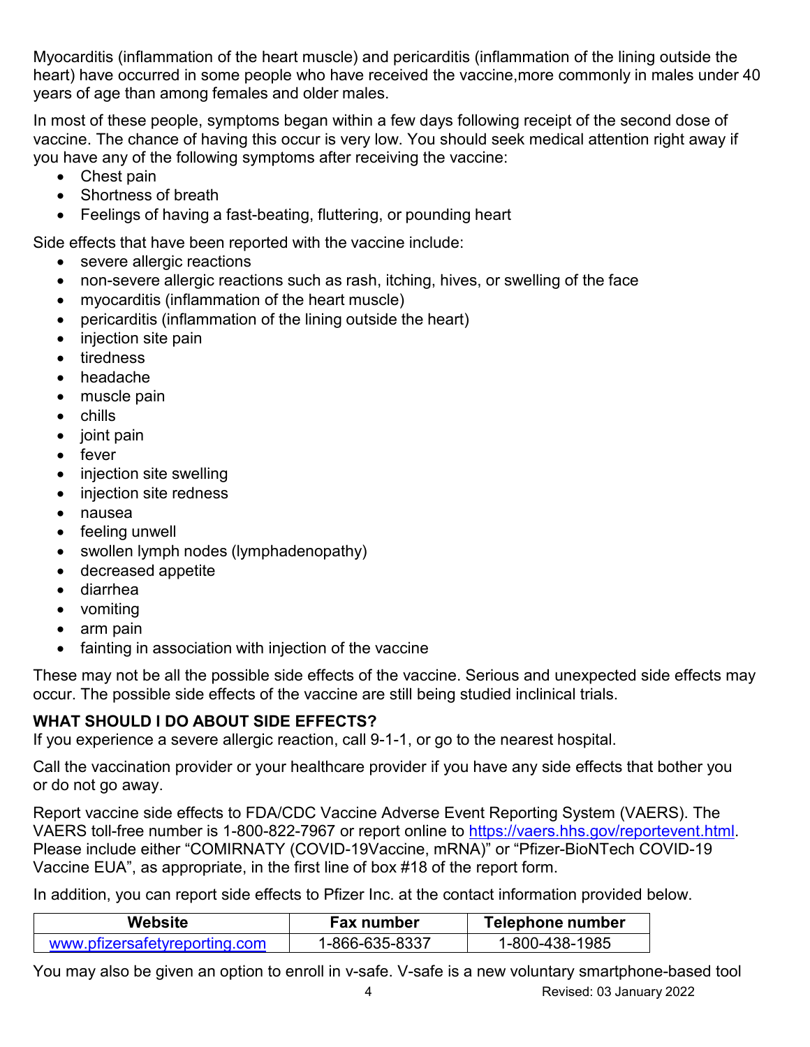Myocarditis (inflammation of the heart muscle) and pericarditis (inflammation of the lining outside the heart) have occurred in some people who have received the vaccine,more commonly in males under 40 years of age than among females and older males.

In most of these people, symptoms began within a few days following receipt of the second dose of vaccine. The chance of having this occur is very low. You should seek medical attention right away if you have any of the following symptoms after receiving the vaccine:

- Chest pain
- Shortness of breath
- Feelings of having a fast-beating, fluttering, or pounding heart

Side effects that have been reported with the vaccine include:

- severe allergic reactions
- non-severe allergic reactions such as rash, itching, hives, or swelling of the face
- myocarditis (inflammation of the heart muscle)
- pericarditis (inflammation of the lining outside the heart)
- injection site pain
- tiredness
- headache
- muscle pain
- chills
- joint pain
- fever
- injection site swelling
- injection site redness
- nausea
- feeling unwell
- swollen lymph nodes (lymphadenopathy)
- decreased appetite
- diarrhea
- vomiting
- arm pain
- fainting in association with injection of the vaccine

These may not be all the possible side effects of the vaccine. Serious and unexpected side effects may occur. The possible side effects of the vaccine are still being studied inclinical trials.

**WHAT SHOULD I DO ABOUT SIDE EFFECTS?**

If you experience a severe allergic reaction, call 9-1-1, or go to the nearest hospital.

Call the vaccination provider or your healthcare provider if you have any side effects that bother you or do not go away.

Report vaccine side effects to FDA/CDC Vaccine Adverse Event Reporting System (VAERS). The VAERS toll-free number is 1-800-822-7967 or report online to https://vaers.hhs.gov/reportevent.html. Please include either “COMIRNATY (COVID-19Vaccine, mRNA)” or “Pfizer-BioNTech COVID-19 Vaccine EUA”, as appropriate, in the first line of box #18 of the report form.

In addition, you can report side effects to Pfizer Inc. at the contact information provided below.

| Website | Fax number | Telephone number |
|---|---|---|
| www.pfizersafetyreporting.com | 1-866-635-8337 | 1-800-438-1985 |

You may also be given an option to enroll in v-safe. V-safe is a new voluntary smartphone-based tool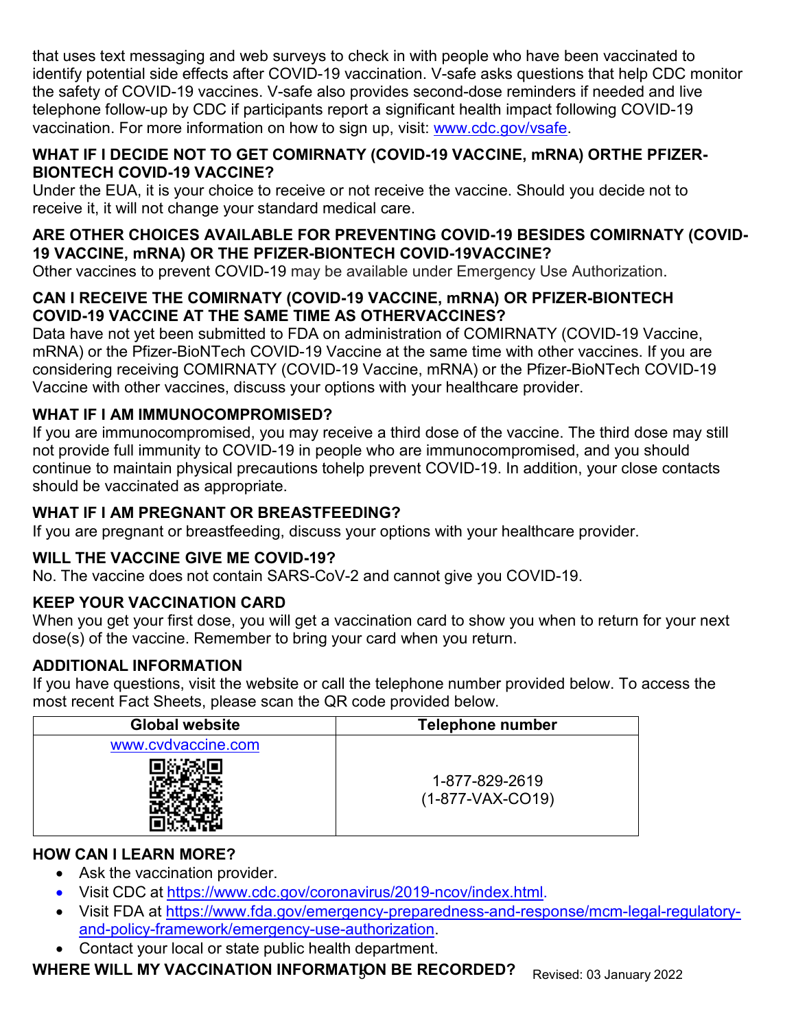that uses text messaging and web surveys to check in with people who have been vaccinated to identify potential side effects after COVID-19 vaccination. V-safe asks questions that help CDC monitor the safety of COVID-19 vaccines. V-safe also provides second-dose reminders if needed and live telephone follow-up by CDC if participants report a significant health impact following COVID-19 vaccination. For more information on how to sign up, visit: www.cdc.gov/vsafe.

## WHAT IF I DECIDE NOT TO GET COMIRNATY (COVID-19 VACCINE, mRNA) ORTHE PFIZER-BIONTECH COVID-19 VACCINE?

Under the EUA, it is your choice to receive or not receive the vaccine. Should you decide not to receive it, it will not change your standard medical care.

## ARE OTHER CHOICES AVAILABLE FOR PREVENTING COVID-19 BESIDES COMIRNATY (COVID-19 VACCINE, mRNA) OR THE PFIZER-BIONTECH COVID-19VACCINE?

Other vaccines to prevent COVID-19 may be available under Emergency Use Authorization.

## CAN I RECEIVE THE COMIRNATY (COVID-19 VACCINE, mRNA) OR PFIZER-BIONTECH COVID-19 VACCINE AT THE SAME TIME AS OTHERVACCINES?

Data have not yet been submitted to FDA on administration of COMIRNATY (COVID-19 Vaccine, mRNA) or the Pfizer-BioNTech COVID-19 Vaccine at the same time with other vaccines. If you are considering receiving COMIRNATY (COVID-19 Vaccine, mRNA) or the Pfizer-BioNTech COVID-19 Vaccine with other vaccines, discuss your options with your healthcare provider.

## WHAT IF I AM IMMUNOCOMPROMISED?

If you are immunocompromised, you may receive a third dose of the vaccine. The third dose may still not provide full immunity to COVID-19 in people who are immunocompromised, and you should continue to maintain physical precautions tohelp prevent COVID-19. In addition, your close contacts should be vaccinated as appropriate.

## WHAT IF I AM PREGNANT OR BREASTFEEDING?

If you are pregnant or breastfeeding, discuss your options with your healthcare provider.

## WILL THE VACCINE GIVE ME COVID-19?

No. The vaccine does not contain SARS-CoV-2 and cannot give you COVID-19.

## KEEP YOUR VACCINATION CARD

When you get your first dose, you will get a vaccination card to show you when to return for your next dose(s) of the vaccine. Remember to bring your card when you return.

## ADDITIONAL INFORMATION

If you have questions, visit the website or call the telephone number provided below. To access the most recent Fact Sheets, please scan the QR code provided below.

| Global website | Telephone number |
| --- | --- |
| www.cvdvaccine.com | 1-877-829-2619 (1-877-VAX-CO19) |

## HOW CAN I LEARN MORE?

- Ask the vaccination provider.
- Visit CDC at https://www.cdc.gov/coronavirus/2019-ncov/index.html.
- Visit FDA at https://www.fda.gov/emergency-preparedness-and-response/mcm-legal-regulatory-and-policy-framework/emergency-use-authorization.
- Contact your local or state public health department.

## WHERE WILL MY VACCINATION INFORMATION BE RECORDED?

Revised: 03 January 2022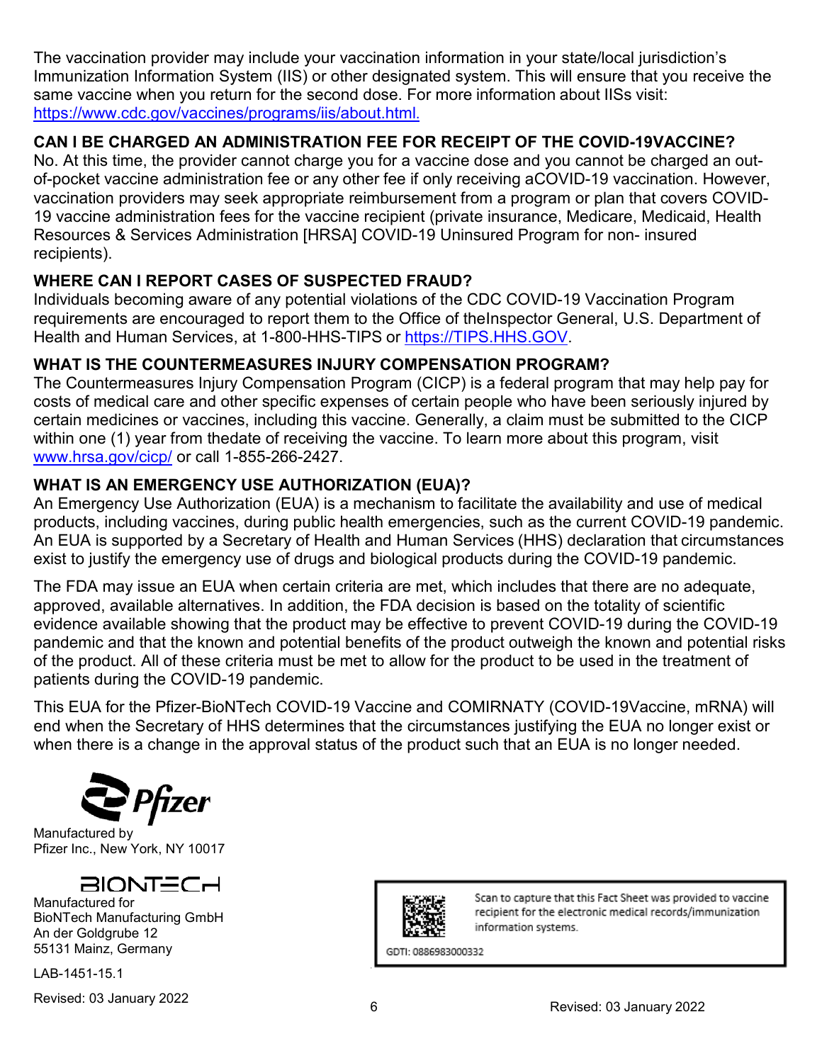The vaccination provider may include your vaccination information in your state/local jurisdiction's Immunization Information System (IIS) or other designated system. This will ensure that you receive the same vaccine when you return for the second dose. For more information about IISs visit: https://www.cdc.gov/vaccines/programs/iis/about.html.

**CAN I BE CHARGED AN ADMINISTRATION FEE FOR RECEIPT OF THE COVID-19VACCINE?**

No. At this time, the provider cannot charge you for a vaccine dose and you cannot be charged an out-of-pocket vaccine administration fee or any other fee if only receiving aCOVID-19 vaccination. However, vaccination providers may seek appropriate reimbursement from a program or plan that covers COVID-19 vaccine administration fees for the vaccine recipient (private insurance, Medicare, Medicaid, Health Resources & Services Administration [HRSA] COVID-19 Uninsured Program for non- insured recipients).

**WHERE CAN I REPORT CASES OF SUSPECTED FRAUD?**

Individuals becoming aware of any potential violations of the CDC COVID-19 Vaccination Program requirements are encouraged to report them to the Office of theInspector General, U.S. Department of Health and Human Services, at 1-800-HHS-TIPS or https://TIPS.HHS.GOV.

**WHAT IS THE COUNTERMEASURES INJURY COMPENSATION PROGRAM?**

The Countermeasures Injury Compensation Program (CICP) is a federal program that may help pay for costs of medical care and other specific expenses of certain people who have been seriously injured by certain medicines or vaccines, including this vaccine. Generally, a claim must be submitted to the CICP within one (1) year from thedate of receiving the vaccine. To learn more about this program, visit www.hrsa.gov/cicp/ or call 1-855-266-2427.

**WHAT IS AN EMERGENCY USE AUTHORIZATION (EUA)?**

An Emergency Use Authorization (EUA) is a mechanism to facilitate the availability and use of medical products, including vaccines, during public health emergencies, such as the current COVID-19 pandemic. An EUA is supported by a Secretary of Health and Human Services (HHS) declaration that circumstances exist to justify the emergency use of drugs and biological products during the COVID-19 pandemic.

The FDA may issue an EUA when certain criteria are met, which includes that there are no adequate, approved, available alternatives. In addition, the FDA decision is based on the totality of scientific evidence available showing that the product may be effective to prevent COVID-19 during the COVID-19 pandemic and that the known and potential benefits of the product outweigh the known and potential risks of the product. All of these criteria must be met to allow for the product to be used in the treatment of patients during the COVID-19 pandemic.

This EUA for the Pfizer-BioNTech COVID-19 Vaccine and COMIRNATY (COVID-19Vaccine, mRNA) will end when the Secretary of HHS determines that the circumstances justifying the EUA no longer exist or when there is a change in the approval status of the product such that an EUA is no longer needed.

Pfizer

Manufactured by
Pfizer Inc., New York, NY 10017

BIONTECH

Manufactured for
BioNTech Manufacturing GmbH
An der Goldgrube 12
55131 Mainz, Germany

LAB-1451-15.1

Revised: 03 January 2022

Scan to capture that this Fact Sheet was provided to vaccine recipient for the electronic medical records/immunization information systems.

GDTI: 0886983000332